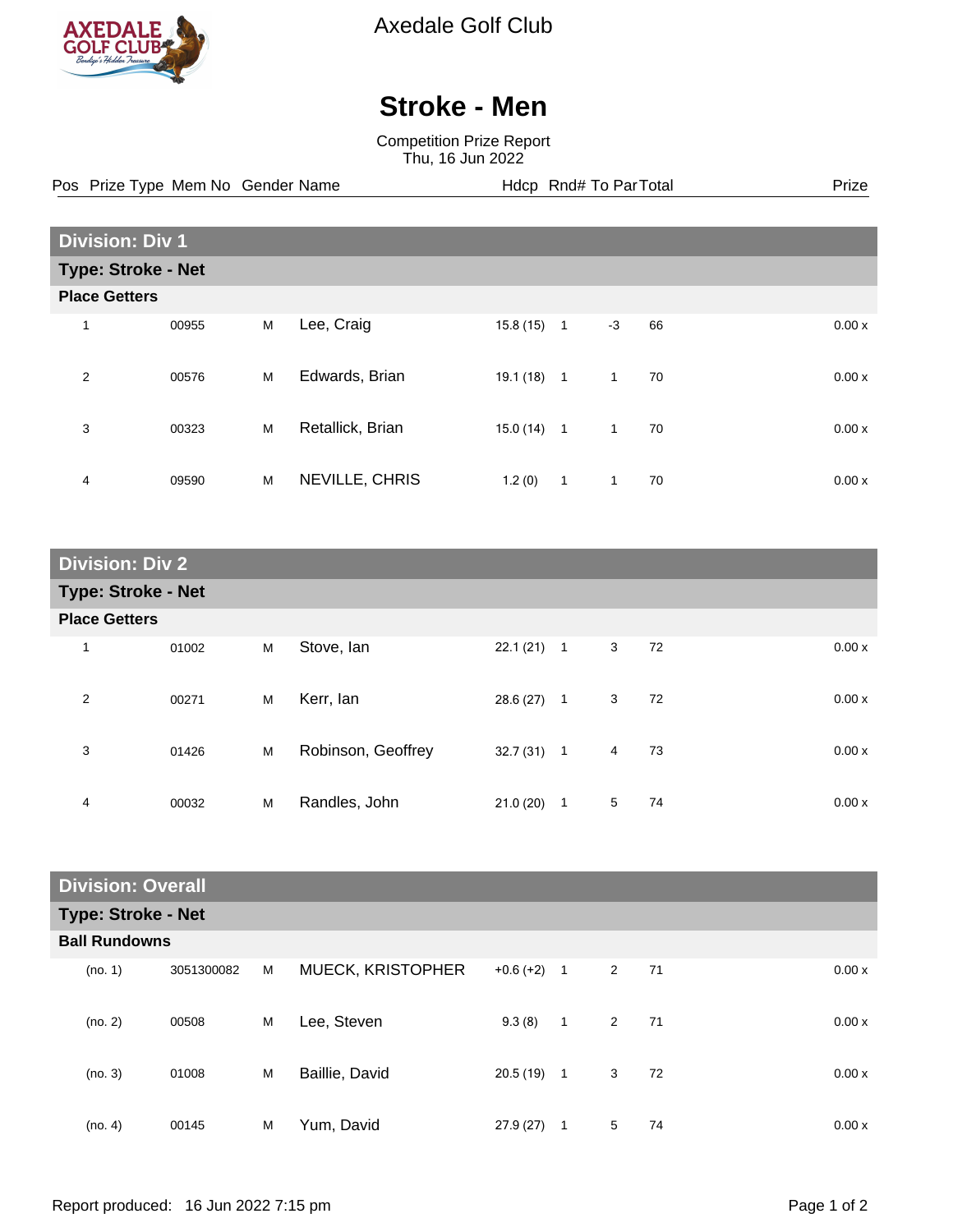Axedale Golf Club

# Stroke - Men

Competition Prize Report
Thu, 16 Jun 2022

## Division: Div 1

### Type: Stroke - Net

**Place Getters**

| Pos | Prize Type | Mem No | Gender | Name | Hdcp | Rnd# | To Par | Total | Prize |
|---|---|---|---|---|---|---|---|---|---|
| 1 | | 00955 | M | Lee, Craig | 15.8 (15) | 1 | -3 | 66 | 0.00 x |
| 2 | | 00576 | M | Edwards, Brian | 19.1 (18) | 1 | 1 | 70 | 0.00 x |
| 3 | | 00323 | M | Retallick, Brian | 15.0 (14) | 1 | 1 | 70 | 0.00 x |
| 4 | | 09590 | M | NEVILLE, CHRIS | 1.2 (0) | 1 | 1 | 70 | 0.00 x |

## Division: Div 2

### Type: Stroke - Net

**Place Getters**

| Pos | Prize Type | Mem No | Gender | Name | Hdcp | Rnd# | To Par | Total | Prize |
|---|---|---|---|---|---|---|---|---|---|
| 1 | | 01002 | M | Stove, Ian | 22.1 (21) | 1 | 3 | 72 | 0.00 x |
| 2 | | 00271 | M | Kerr, Ian | 28.6 (27) | 1 | 3 | 72 | 0.00 x |
| 3 | | 01426 | M | Robinson, Geoffrey | 32.7 (31) | 1 | 4 | 73 | 0.00 x |
| 4 | | 00032 | M | Randles, John | 21.0 (20) | 1 | 5 | 74 | 0.00 x |

## Division: Overall

### Type: Stroke - Net

**Ball Rundowns**

| Pos | Prize Type | Mem No | Gender | Name | Hdcp | Rnd# | To Par | Total | Prize |
|---|---|---|---|---|---|---|---|---|---|
| (no. 1) | | 3051300082 | M | MUECK, KRISTOPHER | +0.6 (+2) | 1 | 2 | 71 | 0.00 x |
| (no. 2) | | 00508 | M | Lee, Steven | 9.3 (8) | 1 | 2 | 71 | 0.00 x |
| (no. 3) | | 01008 | M | Baillie, David | 20.5 (19) | 1 | 3 | 72 | 0.00 x |
| (no. 4) | | 00145 | M | Yum, David | 27.9 (27) | 1 | 5 | 74 | 0.00 x |

Report produced: 16 Jun 2022 7:15 pm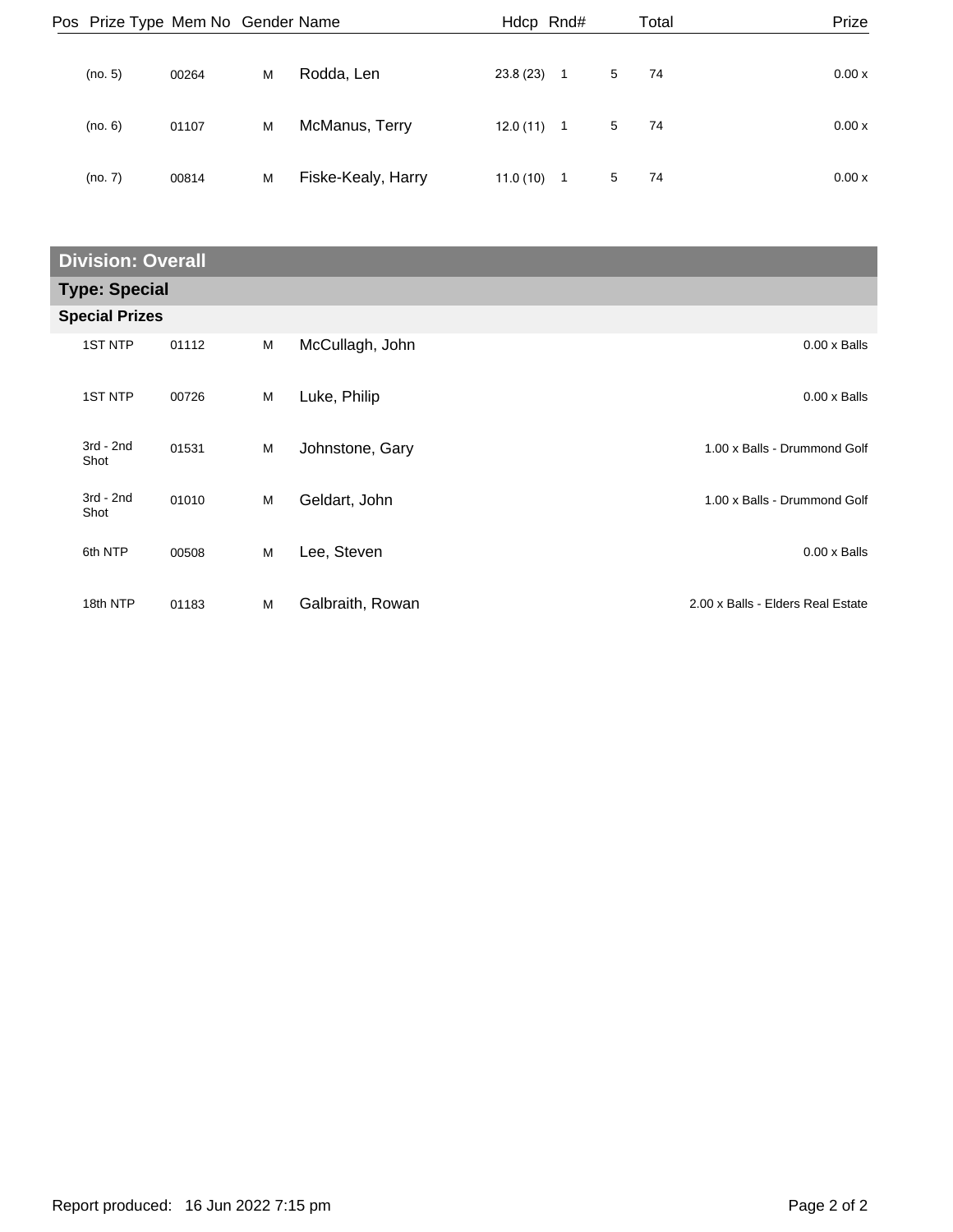| Pos | Prize Type | Mem No | Gender | Name | Hdcp | Rnd# | | Total | Prize |
|---|---|---|---|---|---|---|---|---|---|
| | (no. 5) | 00264 | M | Rodda, Len | 23.8 (23) | 1 | 5 | 74 | 0.00 x |
| | (no. 6) | 01107 | M | McManus, Terry | 12.0 (11) | 1 | 5 | 74 | 0.00 x |
| | (no. 7) | 00814 | M | Fiske-Kealy, Harry | 11.0 (10) | 1 | 5 | 74 | 0.00 x |

## Division: Overall

### Type: Special

#### Special Prizes

| Prize Type | Mem No | Gender | Name | Prize |
|---|---|---|---|---|
| 1ST NTP | 01112 | M | McCullagh, John | 0.00 x Balls |
| 1ST NTP | 00726 | M | Luke, Philip | 0.00 x Balls |
| 3rd - 2nd Shot | 01531 | M | Johnstone, Gary | 1.00 x Balls - Drummond Golf |
| 3rd - 2nd Shot | 01010 | M | Geldart, John | 1.00 x Balls - Drummond Golf |
| 6th NTP | 00508 | M | Lee, Steven | 0.00 x Balls |
| 18th NTP | 01183 | M | Galbraith, Rowan | 2.00 x Balls - Elders Real Estate |

Report produced: 16 Jun 2022 7:15 pm